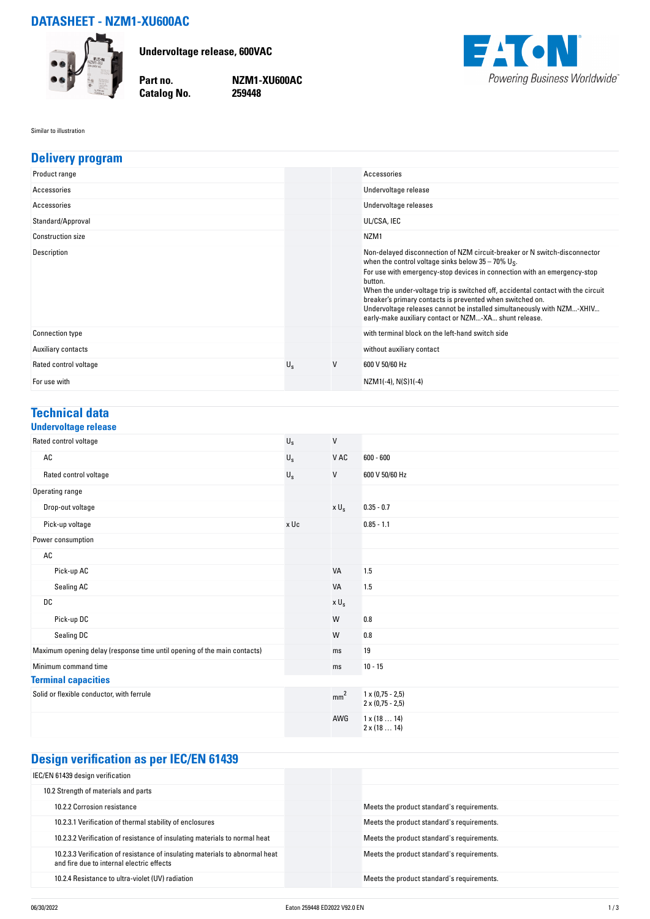# DATASHEET - NZM1-XU600AC

**Undervoltage release, 600VAC**

| | |
|---|---|
| **Part no.** | **NZM1-XU600AC** |
| **Catalog No.** | **259448** |

Similar to illustration

## Delivery program

| | | | |
|---|---|---|---|
| Product range | | | Accessories |
| Accessories | | | Undervoltage release |
| Accessories | | | Undervoltage releases |
| Standard/Approval | | | UL/CSA, IEC |
| Construction size | | | NZM1 |
| Description | | | Non-delayed disconnection of NZM circuit-breaker or N switch-disconnector when the control voltage sinks below 35 – 70% $U_S$.<br>For use with emergency-stop devices in connection with an emergency-stop button.<br>When the under-voltage trip is switched off, accidental contact with the circuit breaker's primary contacts is prevented when switched on.<br>Undervoltage releases cannot be installed simultaneously with NZM...-XHIV... early-make auxiliary contact or NZM...-XA... shunt release. |
| Connection type | | | with terminal block on the left-hand switch side |
| Auxiliary contacts | | | without auxiliary contact |
| Rated control voltage | $U_s$ | V | 600 V 50/60 Hz |
| For use with | | | NZM1(-4), N(S)1(-4) |

## Technical data

### Undervoltage release

| | | | |
|---|---|---|---|
| Rated control voltage | $U_s$ | V | |
| AC | $U_s$ | V AC | 600 - 600 |
| Rated control voltage | $U_s$ | V | 600 V 50/60 Hz |
| Operating range | | | |
| Drop-out voltage | | x $U_s$ | 0.35 - 0.7 |
| Pick-up voltage | x Uc | | 0.85 - 1.1 |
| Power consumption | | | |
| AC | | | |
| Pick-up AC | | VA | 1.5 |
| Sealing AC | | VA | 1.5 |
| DC | | x $U_s$ | |
| Pick-up DC | | W | 0.8 |
| Sealing DC | | W | 0.8 |
| Maximum opening delay (response time until opening of the main contacts) | | ms | 19 |
| Minimum command time | | ms | 10 - 15 |

### Terminal capacities

| | | | |
|---|---|---|---|
| Solid or flexible conductor, with ferrule | | $mm^2$ | 1 x (0,75 - 2,5)<br>2 x (0,75 - 2,5) |
| | | AWG | 1 x (18 … 14)<br>2 x (18 … 14) |

## Design verification as per IEC/EN 61439

| | | | |
|---|---|---|---|
| IEC/EN 61439 design verification | | | |
| 10.2 Strength of materials and parts | | | |
| 10.2.2 Corrosion resistance | | | Meets the product standard's requirements. |
| 10.2.3.1 Verification of thermal stability of enclosures | | | Meets the product standard's requirements. |
| 10.2.3.2 Verification of resistance of insulating materials to normal heat | | | Meets the product standard's requirements. |
| 10.2.3.3 Verification of resistance of insulating materials to abnormal heat and fire due to internal electric effects | | | Meets the product standard's requirements. |
| 10.2.4 Resistance to ultra-violet (UV) radiation | | | Meets the product standard's requirements. |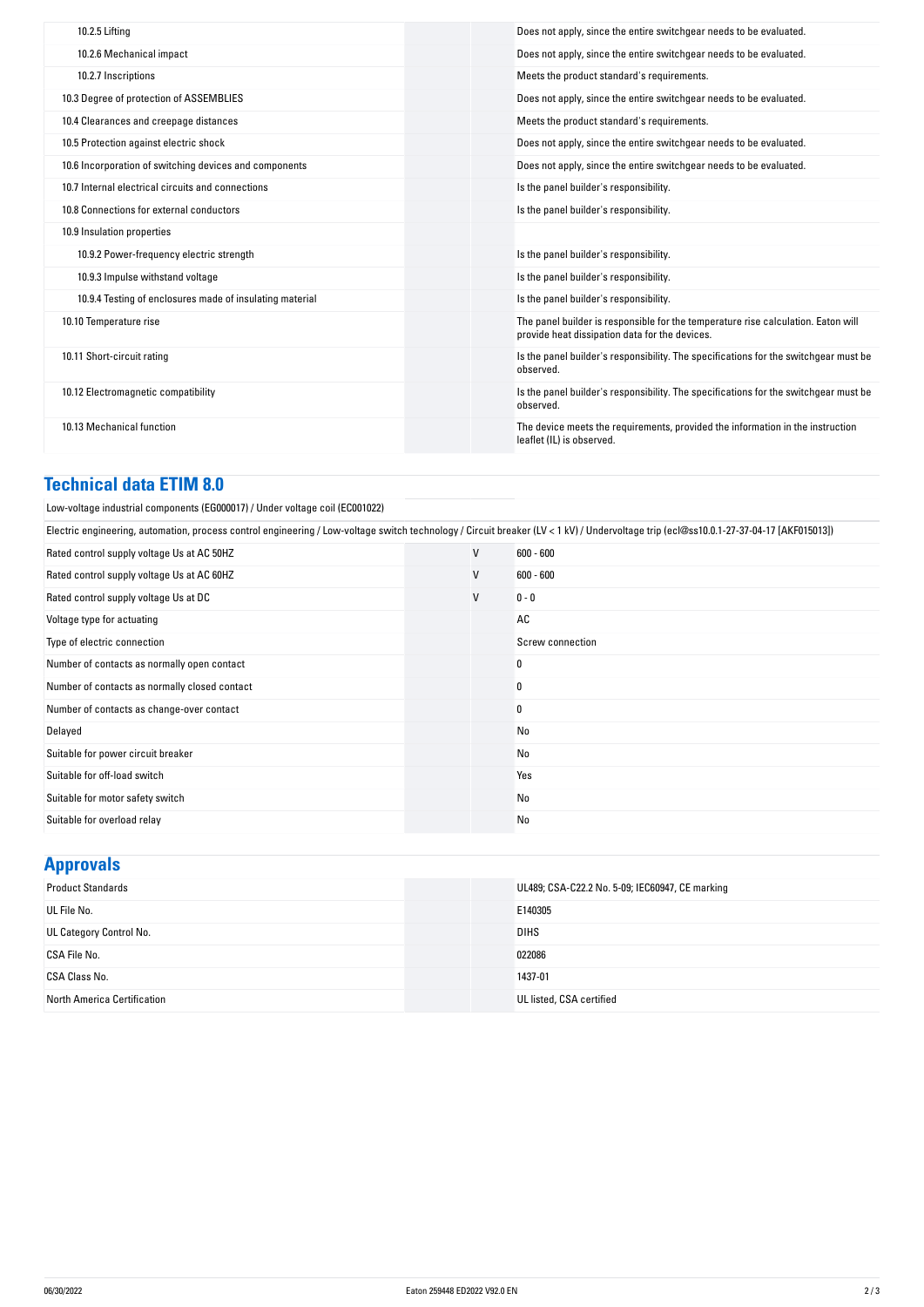| | | |
|---|---|---|
| 10.2.5 Lifting | | Does not apply, since the entire switchgear needs to be evaluated. |
| 10.2.6 Mechanical impact | | Does not apply, since the entire switchgear needs to be evaluated. |
| 10.2.7 Inscriptions | | Meets the product standard's requirements. |
| 10.3 Degree of protection of ASSEMBLIES | | Does not apply, since the entire switchgear needs to be evaluated. |
| 10.4 Clearances and creepage distances | | Meets the product standard's requirements. |
| 10.5 Protection against electric shock | | Does not apply, since the entire switchgear needs to be evaluated. |
| 10.6 Incorporation of switching devices and components | | Does not apply, since the entire switchgear needs to be evaluated. |
| 10.7 Internal electrical circuits and connections | | Is the panel builder's responsibility. |
| 10.8 Connections for external conductors | | Is the panel builder's responsibility. |
| 10.9 Insulation properties | | |
| 10.9.2 Power-frequency electric strength | | Is the panel builder's responsibility. |
| 10.9.3 Impulse withstand voltage | | Is the panel builder's responsibility. |
| 10.9.4 Testing of enclosures made of insulating material | | Is the panel builder's responsibility. |
| 10.10 Temperature rise | | The panel builder is responsible for the temperature rise calculation. Eaton will provide heat dissipation data for the devices. |
| 10.11 Short-circuit rating | | Is the panel builder's responsibility. The specifications for the switchgear must be observed. |
| 10.12 Electromagnetic compatibility | | Is the panel builder's responsibility. The specifications for the switchgear must be observed. |
| 10.13 Mechanical function | | The device meets the requirements, provided the information in the instruction leaflet (IL) is observed. |

## Technical data ETIM 8.0

Low-voltage industrial components (EG000017) / Under voltage coil (EC001022)

Electric engineering, automation, process control engineering / Low-voltage switch technology / Circuit breaker (LV < 1 kV) / Undervoltage trip (ecl@ss10.0.1-27-37-04-17 [AKF015013])

| | | |
|---|---|---|
| Rated control supply voltage Us at AC 50HZ | V | 600 - 600 |
| Rated control supply voltage Us at AC 60HZ | V | 600 - 600 |
| Rated control supply voltage Us at DC | V | 0 - 0 |
| Voltage type for actuating | | AC |
| Type of electric connection | | Screw connection |
| Number of contacts as normally open contact | | 0 |
| Number of contacts as normally closed contact | | 0 |
| Number of contacts as change-over contact | | 0 |
| Delayed | | No |
| Suitable for power circuit breaker | | No |
| Suitable for off-load switch | | Yes |
| Suitable for motor safety switch | | No |
| Suitable for overload relay | | No |

## Approvals

| | | |
|---|---|---|
| Product Standards | | UL489; CSA-C22.2 No. 5-09; IEC60947, CE marking |
| UL File No. | | E140305 |
| UL Category Control No. | | DIHS |
| CSA File No. | | 022086 |
| CSA Class No. | | 1437-01 |
| North America Certification | | UL listed, CSA certified |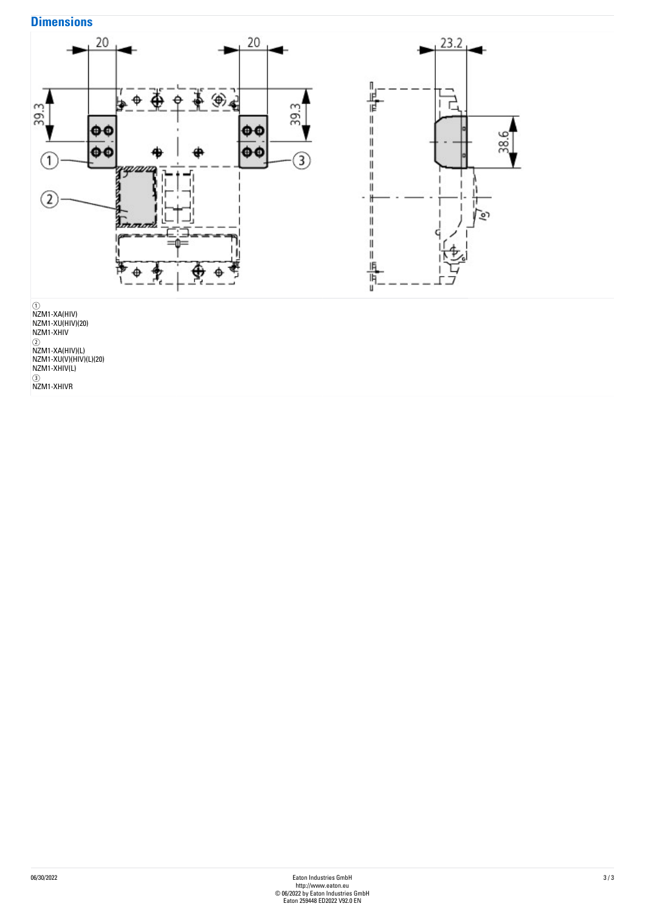## Dimensions

20
20
23.2
39.3
39.3
38.6
①
②
③
15°

①
NZM1-XA(HIV)
NZM1-XU(HIV)(20)
NZM1-XHIV
②
NZM1-XA(HIV)(L)
NZM1-XU(V)(HIV)(L)(20)
NZM1-XHIV(L)
③
NZM1-XHIVR